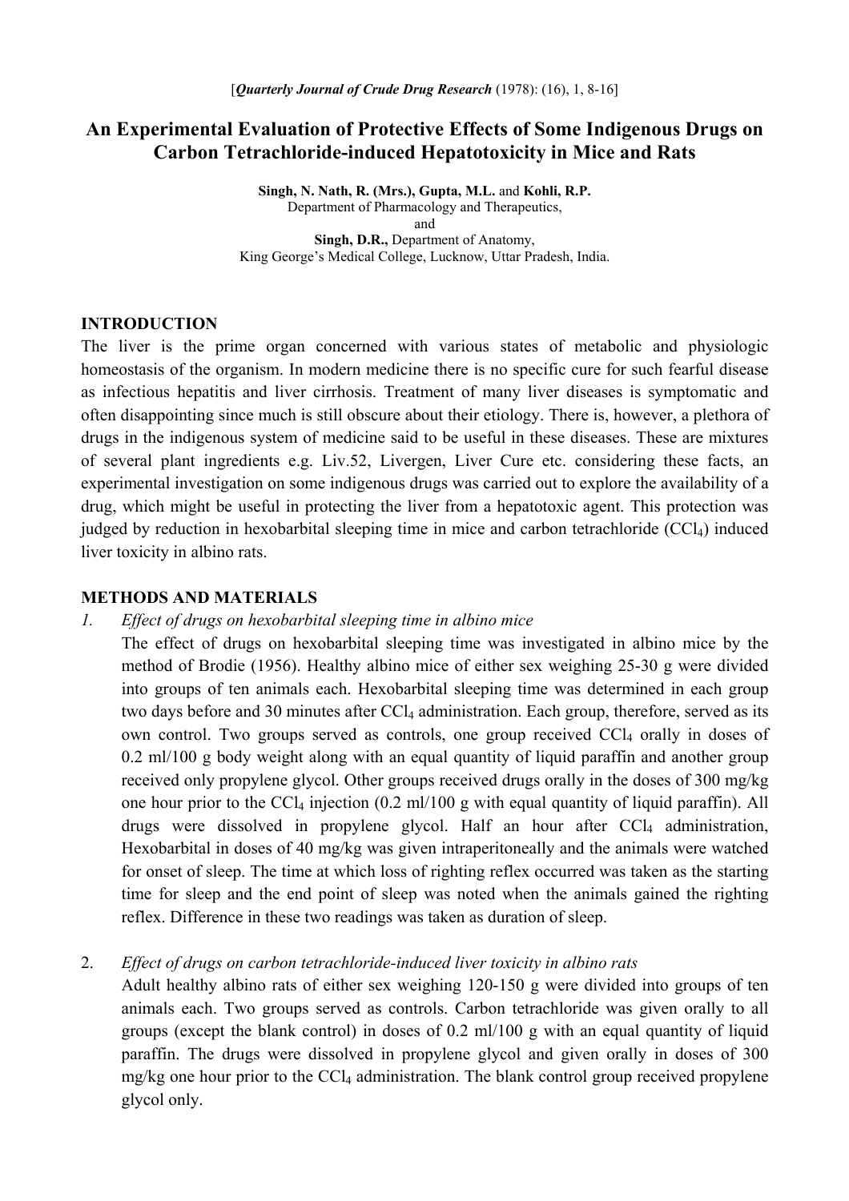[*Quarterly Journal of Crude Drug Research* (1978): (16), 1, 8-16]

# An Experimental Evaluation of Protective Effects of Some Indigenous Drugs on Carbon Tetrachloride-induced Hepatotoxicity in Mice and Rats

**Singh, N. Nath, R. (Mrs.), Gupta, M.L.** and **Kohli, R.P.**
Department of Pharmacology and Therapeutics,
and
**Singh, D.R.,** Department of Anatomy,
King George's Medical College, Lucknow, Uttar Pradesh, India.

## INTRODUCTION

The liver is the prime organ concerned with various states of metabolic and physiologic homeostasis of the organism. In modern medicine there is no specific cure for such fearful disease as infectious hepatitis and liver cirrhosis. Treatment of many liver diseases is symptomatic and often disappointing since much is still obscure about their etiology. There is, however, a plethora of drugs in the indigenous system of medicine said to be useful in these diseases. These are mixtures of several plant ingredients e.g. Liv.52, Livergen, Liver Cure etc. considering these facts, an experimental investigation on some indigenous drugs was carried out to explore the availability of a drug, which might be useful in protecting the liver from a hepatotoxic agent. This protection was judged by reduction in hexobarbital sleeping time in mice and carbon tetrachloride ($CCl_4$) induced liver toxicity in albino rats.

## METHODS AND MATERIALS

1. *Effect of drugs on hexobarbital sleeping time in albino mice*

   The effect of drugs on hexobarbital sleeping time was investigated in albino mice by the method of Brodie (1956). Healthy albino mice of either sex weighing 25-30 g were divided into groups of ten animals each. Hexobarbital sleeping time was determined in each group two days before and 30 minutes after $CCl_4$ administration. Each group, therefore, served as its own control. Two groups served as controls, one group received $CCl_4$ orally in doses of 0.2 ml/100 g body weight along with an equal quantity of liquid paraffin and another group received only propylene glycol. Other groups received drugs orally in the doses of 300 mg/kg one hour prior to the $CCl_4$ injection (0.2 ml/100 g with equal quantity of liquid paraffin). All drugs were dissolved in propylene glycol. Half an hour after $CCl_4$ administration, Hexobarbital in doses of 40 mg/kg was given intraperitoneally and the animals were watched for onset of sleep. The time at which loss of righting reflex occurred was taken as the starting time for sleep and the end point of sleep was noted when the animals gained the righting reflex. Difference in these two readings was taken as duration of sleep.

2. *Effect of drugs on carbon tetrachloride-induced liver toxicity in albino rats*

   Adult healthy albino rats of either sex weighing 120-150 g were divided into groups of ten animals each. Two groups served as controls. Carbon tetrachloride was given orally to all groups (except the blank control) in doses of 0.2 ml/100 g with an equal quantity of liquid paraffin. The drugs were dissolved in propylene glycol and given orally in doses of 300 mg/kg one hour prior to the $CCl_4$ administration. The blank control group received propylene glycol only.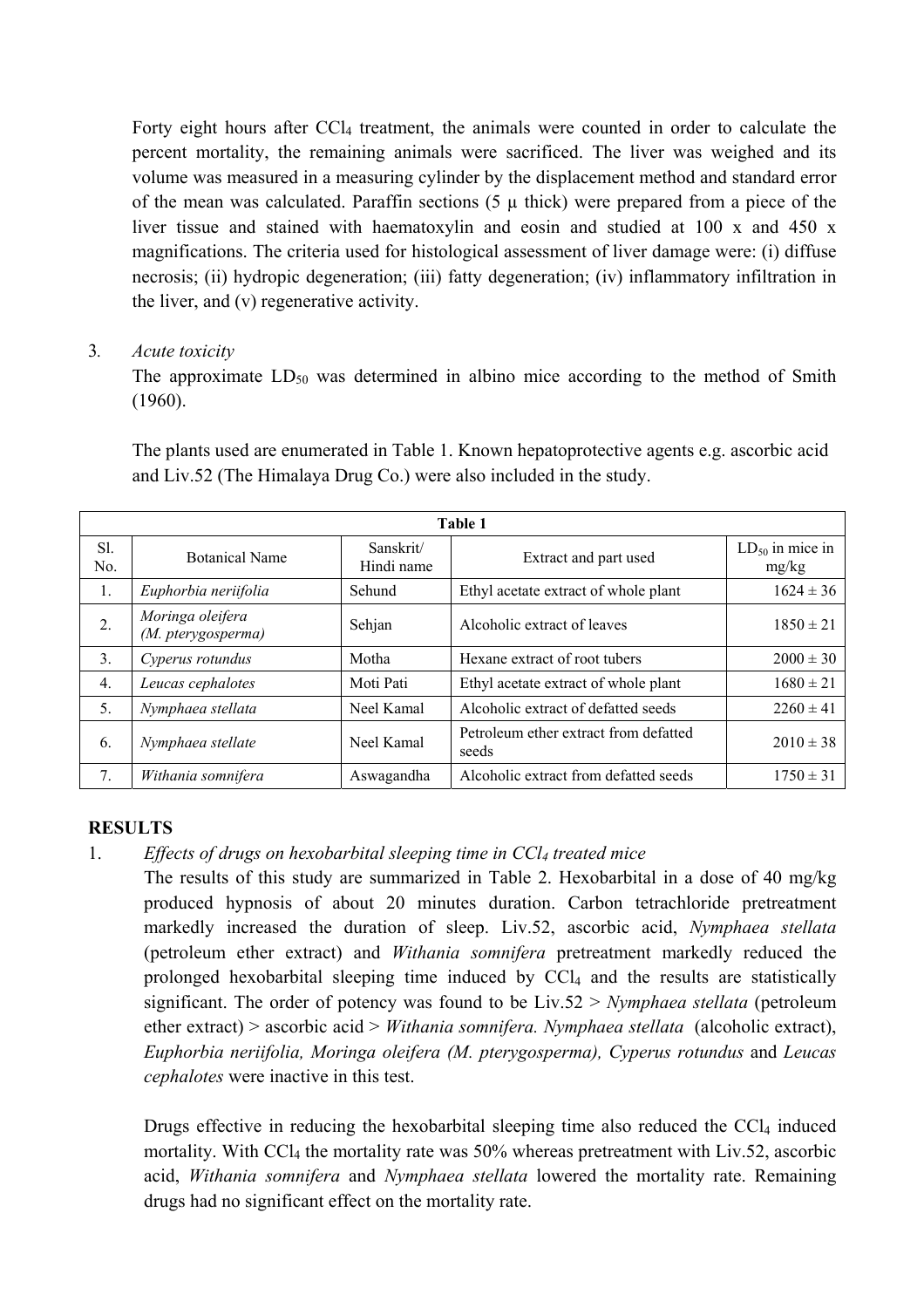Forty eight hours after $CCl_4$ treatment, the animals were counted in order to calculate the percent mortality, the remaining animals were sacrificed. The liver was weighed and its volume was measured in a measuring cylinder by the displacement method and standard error of the mean was calculated. Paraffin sections (5 μ thick) were prepared from a piece of the liver tissue and stained with haematoxylin and eosin and studied at 100 x and 450 x magnifications. The criteria used for histological assessment of liver damage were: (i) diffuse necrosis; (ii) hydropic degeneration; (iii) fatty degeneration; (iv) inflammatory infiltration in the liver, and (v) regenerative activity.

3. *Acute toxicity*

The approximate $LD_{50}$ was determined in albino mice according to the method of Smith (1960).

The plants used are enumerated in Table 1. Known hepatoprotective agents e.g. ascorbic acid and Liv.52 (The Himalaya Drug Co.) were also included in the study.

**Table 1**

| Sl. No. | Botanical Name | Sanskrit/ Hindi name | Extract and part used | $LD_{50}$ in mice in mg/kg |
|---|---|---|---|---|
| 1. | *Euphorbia neriifolia* | Sehund | Ethyl acetate extract of whole plant | 1624 ± 36 |
| 2. | *Moringa oleifera (M. pterygosperma)* | Sehjan | Alcoholic extract of leaves | 1850 ± 21 |
| 3. | *Cyperus rotundus* | Motha | Hexane extract of root tubers | 2000 ± 30 |
| 4. | *Leucas cephalotes* | Moti Pati | Ethyl acetate extract of whole plant | 1680 ± 21 |
| 5. | *Nymphaea stellata* | Neel Kamal | Alcoholic extract of defatted seeds | 2260 ± 41 |
| 6. | *Nymphaea stellate* | Neel Kamal | Petroleum ether extract from defatted seeds | 2010 ± 38 |
| 7. | *Withania somnifera* | Aswagandha | Alcoholic extract from defatted seeds | 1750 ± 31 |

## RESULTS

1. *Effects of drugs on hexobarbital sleeping time in $CCl_4$ treated mice*

The results of this study are summarized in Table 2. Hexobarbital in a dose of 40 mg/kg produced hypnosis of about 20 minutes duration. Carbon tetrachloride pretreatment markedly increased the duration of sleep. Liv.52, ascorbic acid, *Nymphaea stellata* (petroleum ether extract) and *Withania somnifera* pretreatment markedly reduced the prolonged hexobarbital sleeping time induced by $CCl_4$ and the results are statistically significant. The order of potency was found to be Liv.52 > *Nymphaea stellata* (petroleum ether extract) > ascorbic acid > *Withania somnifera. Nymphaea stellata* (alcoholic extract), *Euphorbia neriifolia, Moringa oleifera (M. pterygosperma), Cyperus rotundus* and *Leucas cephalotes* were inactive in this test.

Drugs effective in reducing the hexobarbital sleeping time also reduced the $CCl_4$ induced mortality. With $CCl_4$ the mortality rate was 50% whereas pretreatment with Liv.52, ascorbic acid, *Withania somnifera* and *Nymphaea stellata* lowered the mortality rate. Remaining drugs had no significant effect on the mortality rate.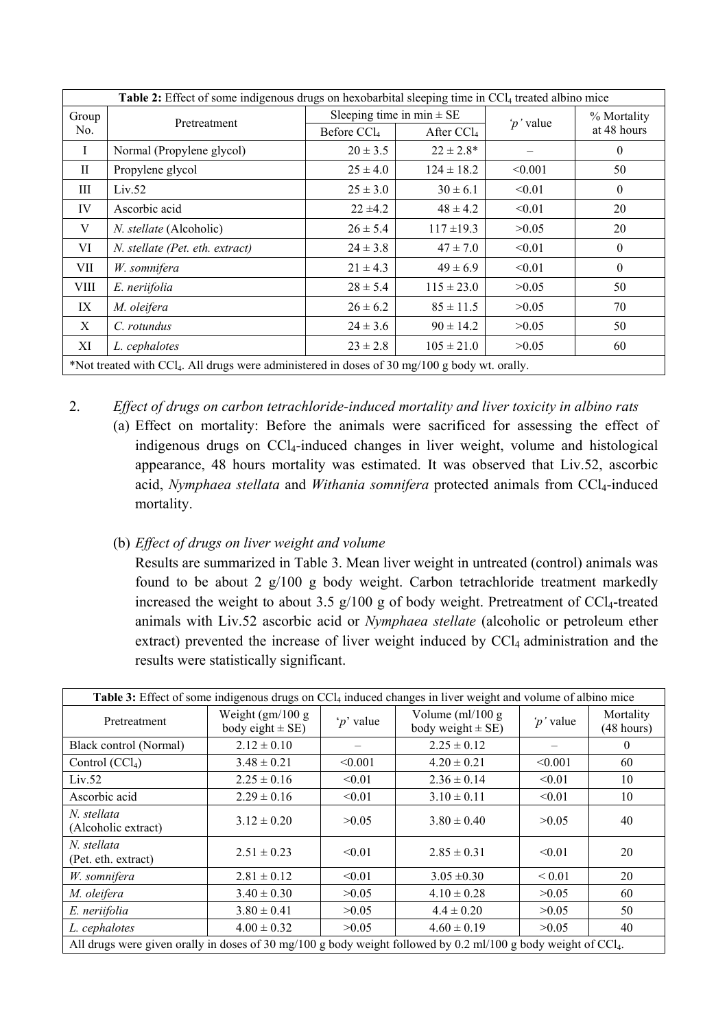| **Table 2:** Effect of some indigenous drugs on hexobarbital sleeping time in $CCl_4$ treated albino mice | | | | | |
|---|---|---|---|---|---|
| Group No. | Pretreatment | Sleeping time in min ± SE | | *'p'* value | % Mortality at 48 hours |
| | | Before $CCl_4$ | After $CCl_4$ | | |
| I | Normal (Propylene glycol) | 20 ± 3.5 | 22 ± 2.8* | – | 0 |
| II | Propylene glycol | 25 ± 4.0 | 124 ± 18.2 | <0.001 | 50 |
| III | Liv.52 | 25 ± 3.0 | 30 ± 6.1 | <0.01 | 0 |
| IV | Ascorbic acid | 22 ±4.2 | 48 ± 4.2 | <0.01 | 20 |
| V | *N. stellate* (Alcoholic) | 26 ± 5.4 | 117 ±19.3 | >0.05 | 20 |
| VI | *N. stellate (Pet. eth. extract)* | 24 ± 3.8 | 47 ± 7.0 | <0.01 | 0 |
| VII | *W. somnifera* | 21 ± 4.3 | 49 ± 6.9 | <0.01 | 0 |
| VIII | *E. neriifolia* | 28 ± 5.4 | 115 ± 23.0 | >0.05 | 50 |
| IX | *M. oleifera* | 26 ± 6.2 | 85 ± 11.5 | >0.05 | 70 |
| X | *C. rotundus* | 24 ± 3.6 | 90 ± 14.2 | >0.05 | 50 |
| XI | *L. cephalotes* | 23 ± 2.8 | 105 ± 21.0 | >0.05 | 60 |

*Not treated with $CCl_4$. All drugs were administered in doses of 30 mg/100 g body wt. orally.

2. *Effect of drugs on carbon tetrachloride-induced mortality and liver toxicity in albino rats*

   (a) Effect on mortality: Before the animals were sacrificed for assessing the effect of indigenous drugs on $CCl_4$-induced changes in liver weight, volume and histological appearance, 48 hours mortality was estimated. It was observed that Liv.52, ascorbic acid, *Nymphaea stellata* and *Withania somnifera* protected animals from $CCl_4$-induced mortality.

   (b) *Effect of drugs on liver weight and volume*

   Results are summarized in Table 3. Mean liver weight in untreated (control) animals was found to be about 2 g/100 g body weight. Carbon tetrachloride treatment markedly increased the weight to about 3.5 g/100 g of body weight. Pretreatment of $CCl_4$-treated animals with Liv.52 ascorbic acid or *Nymphaea stellate* (alcoholic or petroleum ether extract) prevented the increase of liver weight induced by $CCl_4$ administration and the results were statistically significant.

| **Table 3:** Effect of some indigenous drugs on $CCl_4$ induced changes in liver weight and volume of albino mice | | | | | |
|---|---|---|---|---|---|
| Pretreatment | Weight (gm/100 g body eight ± SE) | 'p' value | Volume (ml/100 g body weight ± SE) | *'p'* value | Mortality (48 hours) |
| Black control (Normal) | 2.12 ± 0.10 | – | 2.25 ± 0.12 | – | 0 |
| Control ($CCl_4$) | 3.48 ± 0.21 | <0.001 | 4.20 ± 0.21 | <0.001 | 60 |
| Liv.52 | 2.25 ± 0.16 | <0.01 | 2.36 ± 0.14 | <0.01 | 10 |
| Ascorbic acid | 2.29 ± 0.16 | <0.01 | 3.10 ± 0.11 | <0.01 | 10 |
| *N. stellata* (Alcoholic extract) | 3.12 ± 0.20 | >0.05 | 3.80 ± 0.40 | >0.05 | 40 |
| *N. stellata* (Pet. eth. extract) | 2.51 ± 0.23 | <0.01 | 2.85 ± 0.31 | <0.01 | 20 |
| *W. somnifera* | 2.81 ± 0.12 | <0.01 | 3.05 ±0.30 | < 0.01 | 20 |
| *M. oleifera* | 3.40 ± 0.30 | >0.05 | 4.10 ± 0.28 | >0.05 | 60 |
| *E. neriifolia* | 3.80 ± 0.41 | >0.05 | 4.4 ± 0.20 | >0.05 | 50 |
| *L. cephalotes* | 4.00 ± 0.32 | >0.05 | 4.60 ± 0.19 | >0.05 | 40 |

All drugs were given orally in doses of 30 mg/100 g body weight followed by 0.2 ml/100 g body weight of $CCl_4$.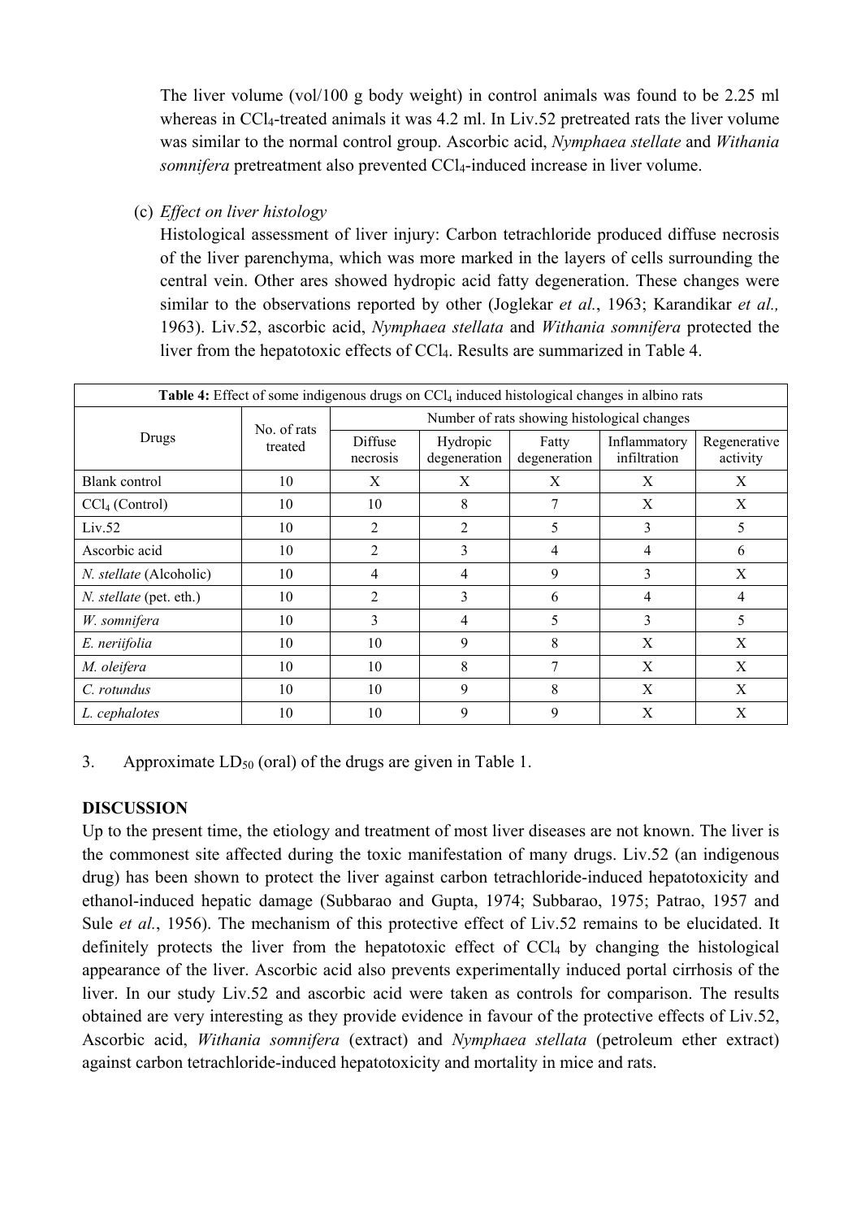The liver volume (vol/100 g body weight) in control animals was found to be 2.25 ml whereas in $CCl_4$-treated animals it was 4.2 ml. In Liv.52 pretreated rats the liver volume was similar to the normal control group. Ascorbic acid, *Nymphaea stellate* and *Withania somnifera* pretreatment also prevented $CCl_4$-induced increase in liver volume.

(c) *Effect on liver histology*

Histological assessment of liver injury: Carbon tetrachloride produced diffuse necrosis of the liver parenchyma, which was more marked in the layers of cells surrounding the central vein. Other ares showed hydropic acid fatty degeneration. These changes were similar to the observations reported by other (Joglekar *et al.*, 1963; Karandikar *et al.,* 1963). Liv.52, ascorbic acid, *Nymphaea stellata* and *Withania somnifera* protected the liver from the hepatotoxic effects of $CCl_4$. Results are summarized in Table 4.

**Table 4:** Effect of some indigenous drugs on $CCl_4$ induced histological changes in albino rats

| Drugs | No. of rats treated | Number of rats showing histological changes | | | | |
|---|---|---|---|---|---|---|
| | | Diffuse necrosis | Hydropic degeneration | Fatty degeneration | Inflammatory infiltration | Regenerative activity |
| Blank control | 10 | X | X | X | X | X |
| $CCl_4$ (Control) | 10 | 10 | 8 | 7 | X | X |
| Liv.52 | 10 | 2 | 2 | 5 | 3 | 5 |
| Ascorbic acid | 10 | 2 | 3 | 4 | 4 | 6 |
| *N. stellate* (Alcoholic) | 10 | 4 | 4 | 9 | 3 | X |
| *N. stellate* (pet. eth.) | 10 | 2 | 3 | 6 | 4 | 4 |
| *W. somnifera* | 10 | 3 | 4 | 5 | 3 | 5 |
| *E. neriifolia* | 10 | 10 | 9 | 8 | X | X |
| *M. oleifera* | 10 | 10 | 8 | 7 | X | X |
| *C. rotundus* | 10 | 10 | 9 | 8 | X | X |
| *L. cephalotes* | 10 | 10 | 9 | 9 | X | X |

3. Approximate $LD_{50}$ (oral) of the drugs are given in Table 1.

## DISCUSSION

Up to the present time, the etiology and treatment of most liver diseases are not known. The liver is the commonest site affected during the toxic manifestation of many drugs. Liv.52 (an indigenous drug) has been shown to protect the liver against carbon tetrachloride-induced hepatotoxicity and ethanol-induced hepatic damage (Subbarao and Gupta, 1974; Subbarao, 1975; Patrao, 1957 and Sule *et al.*, 1956). The mechanism of this protective effect of Liv.52 remains to be elucidated. It definitely protects the liver from the hepatotoxic effect of $CCl_4$ by changing the histological appearance of the liver. Ascorbic acid also prevents experimentally induced portal cirrhosis of the liver. In our study Liv.52 and ascorbic acid were taken as controls for comparison. The results obtained are very interesting as they provide evidence in favour of the protective effects of Liv.52, Ascorbic acid, *Withania somnifera* (extract) and *Nymphaea stellata* (petroleum ether extract) against carbon tetrachloride-induced hepatotoxicity and mortality in mice and rats.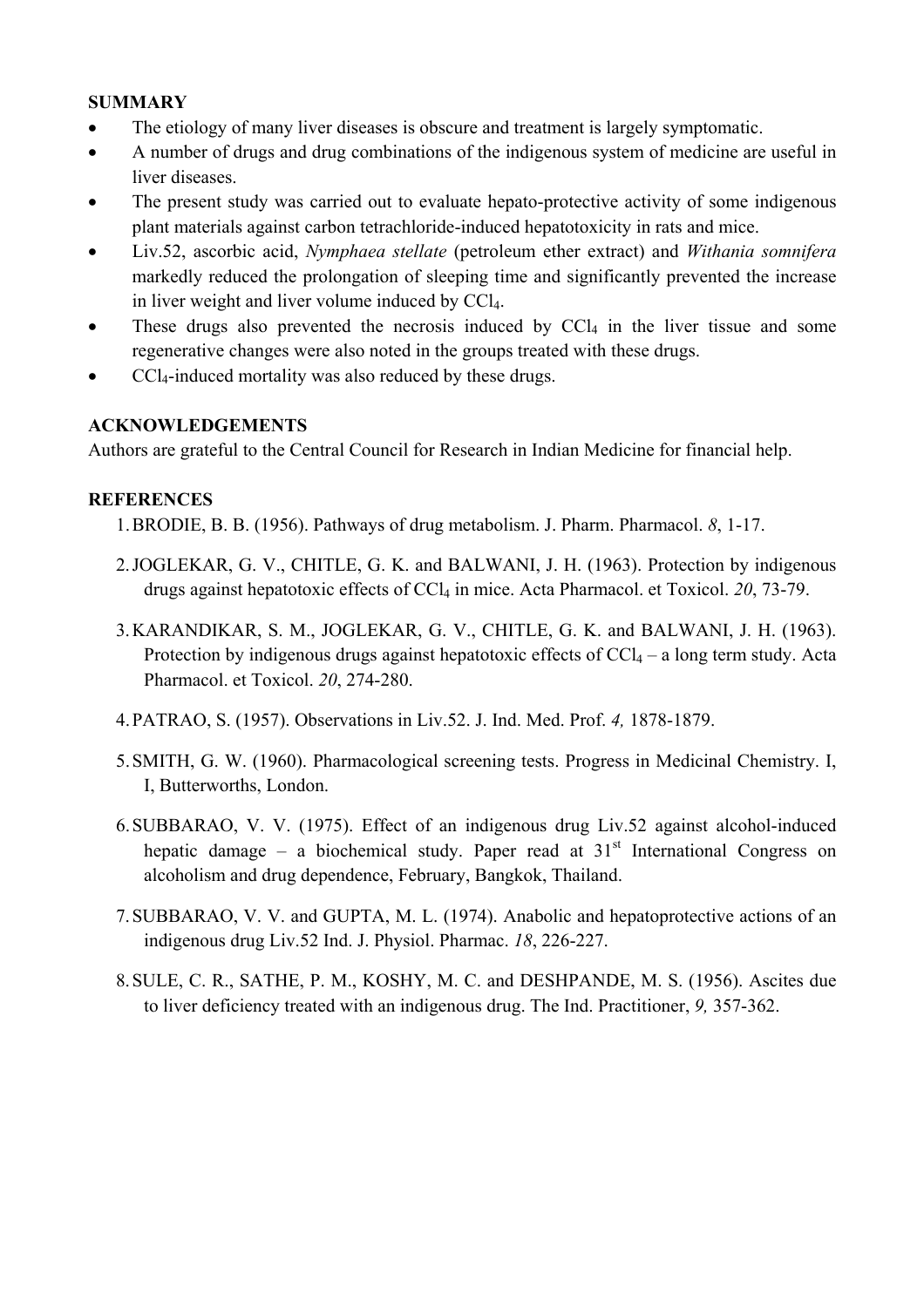## SUMMARY

- The etiology of many liver diseases is obscure and treatment is largely symptomatic.
- A number of drugs and drug combinations of the indigenous system of medicine are useful in liver diseases.
- The present study was carried out to evaluate hepato-protective activity of some indigenous plant materials against carbon tetrachloride-induced hepatotoxicity in rats and mice.
- Liv.52, ascorbic acid, *Nymphaea stellate* (petroleum ether extract) and *Withania somnifera* markedly reduced the prolongation of sleeping time and significantly prevented the increase in liver weight and liver volume induced by $CCl_4$.
- These drugs also prevented the necrosis induced by $CCl_4$ in the liver tissue and some regenerative changes were also noted in the groups treated with these drugs.
- $CCl_4$-induced mortality was also reduced by these drugs.

## ACKNOWLEDGEMENTS

Authors are grateful to the Central Council for Research in Indian Medicine for financial help.

## REFERENCES

1. BRODIE, B. B. (1956). Pathways of drug metabolism. J. Pharm. Pharmacol. *8*, 1-17.
2. JOGLEKAR, G. V., CHITLE, G. K. and BALWANI, J. H. (1963). Protection by indigenous drugs against hepatotoxic effects of $CCl_4$ in mice. Acta Pharmacol. et Toxicol. *20*, 73-79.
3. KARANDIKAR, S. M., JOGLEKAR, G. V., CHITLE, G. K. and BALWANI, J. H. (1963). Protection by indigenous drugs against hepatotoxic effects of $CCl_4$ – a long term study. Acta Pharmacol. et Toxicol. *20*, 274-280.
4. PATRAO, S. (1957). Observations in Liv.52. J. Ind. Med. Prof. *4,* 1878-1879.
5. SMITH, G. W. (1960). Pharmacological screening tests. Progress in Medicinal Chemistry. I, I, Butterworths, London.
6. SUBBARAO, V. V. (1975). Effect of an indigenous drug Liv.52 against alcohol-induced hepatic damage – a biochemical study. Paper read at 31st International Congress on alcoholism and drug dependence, February, Bangkok, Thailand.
7. SUBBARAO, V. V. and GUPTA, M. L. (1974). Anabolic and hepatoprotective actions of an indigenous drug Liv.52 Ind. J. Physiol. Pharmac. *18*, 226-227.
8. SULE, C. R., SATHE, P. M., KOSHY, M. C. and DESHPANDE, M. S. (1956). Ascites due to liver deficiency treated with an indigenous drug. The Ind. Practitioner, *9,* 357-362.